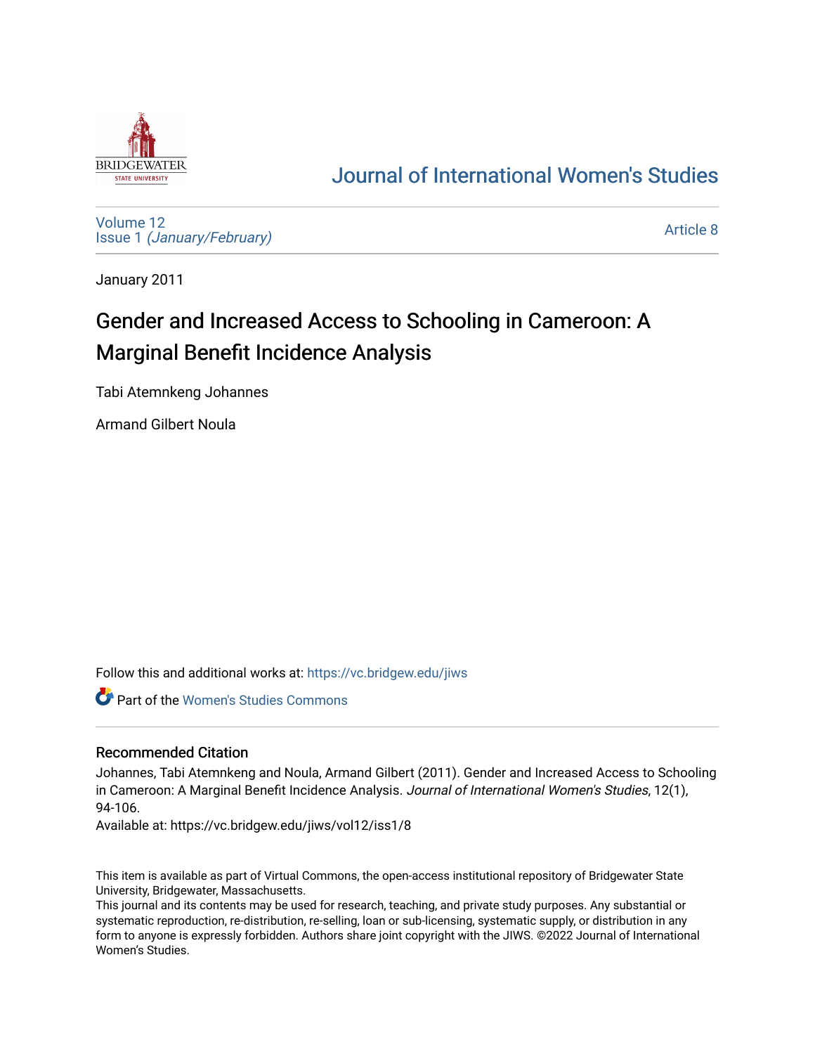Journal of International Women's Studies

Volume 12
Issue 1 *(January/February)*

Article 8

January 2011

# Gender and Increased Access to Schooling in Cameroon: A Marginal Benefit Incidence Analysis

Tabi Atemnkeng Johannes

Armand Gilbert Noula

Follow this and additional works at: https://vc.bridgew.edu/jiws

Part of the Women's Studies Commons

## Recommended Citation

Johannes, Tabi Atemnkeng and Noula, Armand Gilbert (2011). Gender and Increased Access to Schooling in Cameroon: A Marginal Benefit Incidence Analysis. *Journal of International Women's Studies*, 12(1), 94-106.

Available at: https://vc.bridgew.edu/jiws/vol12/iss1/8

This item is available as part of Virtual Commons, the open-access institutional repository of Bridgewater State University, Bridgewater, Massachusetts.

This journal and its contents may be used for research, teaching, and private study purposes. Any substantial or systematic reproduction, re-distribution, re-selling, loan or sub-licensing, systematic supply, or distribution in any form to anyone is expressly forbidden. Authors share joint copyright with the JIWS. ©2022 Journal of International Women's Studies.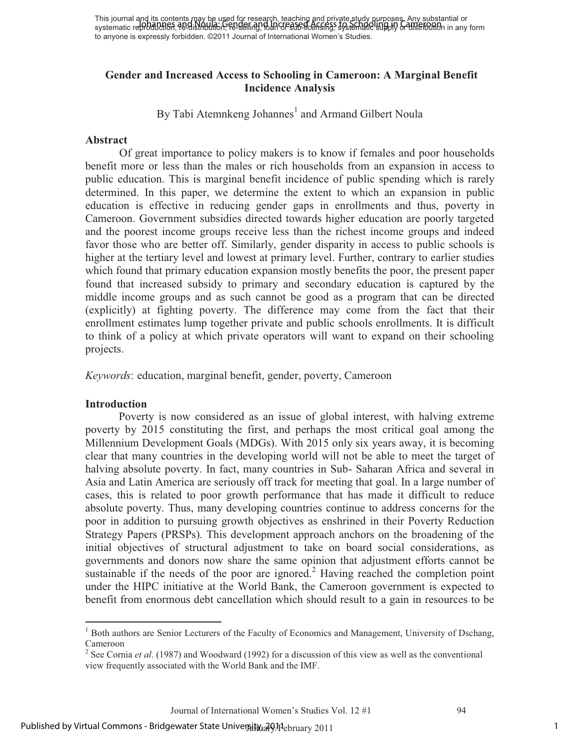# Gender and Increased Access to Schooling in Cameroon: A Marginal Benefit Incidence Analysis

By Tabi Atemnkeng Johannes[1] and Armand Gilbert Noula

## Abstract

Of great importance to policy makers is to know if females and poor households benefit more or less than the males or rich households from an expansion in access to public education. This is marginal benefit incidence of public spending which is rarely determined. In this paper, we determine the extent to which an expansion in public education is effective in reducing gender gaps in enrollments and thus, poverty in Cameroon. Government subsidies directed towards higher education are poorly targeted and the poorest income groups receive less than the richest income groups and indeed favor those who are better off. Similarly, gender disparity in access to public schools is higher at the tertiary level and lowest at primary level. Further, contrary to earlier studies which found that primary education expansion mostly benefits the poor, the present paper found that increased subsidy to primary and secondary education is captured by the middle income groups and as such cannot be good as a program that can be directed (explicitly) at fighting poverty. The difference may come from the fact that their enrollment estimates lump together private and public schools enrollments. It is difficult to think of a policy at which private operators will want to expand on their schooling projects.

*Keywords*: education, marginal benefit, gender, poverty, Cameroon

## Introduction

Poverty is now considered as an issue of global interest, with halving extreme poverty by 2015 constituting the first, and perhaps the most critical goal among the Millennium Development Goals (MDGs). With 2015 only six years away, it is becoming clear that many countries in the developing world will not be able to meet the target of halving absolute poverty. In fact, many countries in Sub- Saharan Africa and several in Asia and Latin America are seriously off track for meeting that goal. In a large number of cases, this is related to poor growth performance that has made it difficult to reduce absolute poverty. Thus, many developing countries continue to address concerns for the poor in addition to pursuing growth objectives as enshrined in their Poverty Reduction Strategy Papers (PRSPs). This development approach anchors on the broadening of the initial objectives of structural adjustment to take on board social considerations, as governments and donors now share the same opinion that adjustment efforts cannot be sustainable if the needs of the poor are ignored.[2] Having reached the completion point under the HIPC initiative at the World Bank, the Cameroon government is expected to benefit from enormous debt cancellation which should result to a gain in resources to be

---

[1] Both authors are Senior Lecturers of the Faculty of Economics and Management, University of Dschang, Cameroon

[2] See Cornia *et al*. (1987) and Woodward (1992) for a discussion of this view as well as the conventional view frequently associated with the World Bank and the IMF.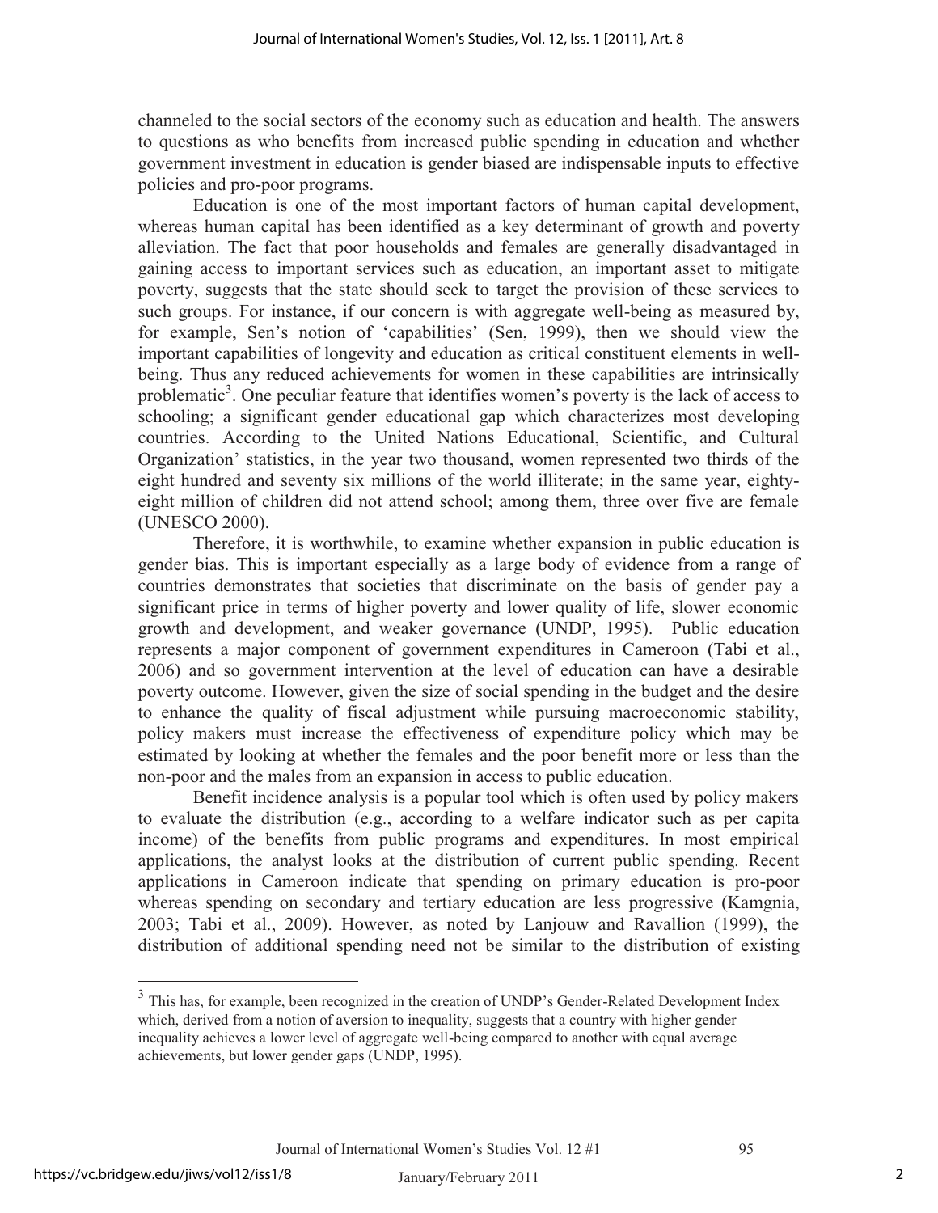channeled to the social sectors of the economy such as education and health. The answers to questions as who benefits from increased public spending in education and whether government investment in education is gender biased are indispensable inputs to effective policies and pro-poor programs.

Education is one of the most important factors of human capital development, whereas human capital has been identified as a key determinant of growth and poverty alleviation. The fact that poor households and females are generally disadvantaged in gaining access to important services such as education, an important asset to mitigate poverty, suggests that the state should seek to target the provision of these services to such groups. For instance, if our concern is with aggregate well-being as measured by, for example, Sen's notion of 'capabilities' (Sen, 1999), then we should view the important capabilities of longevity and education as critical constituent elements in well-being. Thus any reduced achievements for women in these capabilities are intrinsically problematic[3]. One peculiar feature that identifies women's poverty is the lack of access to schooling; a significant gender educational gap which characterizes most developing countries. According to the United Nations Educational, Scientific, and Cultural Organization' statistics, in the year two thousand, women represented two thirds of the eight hundred and seventy six millions of the world illiterate; in the same year, eighty-eight million of children did not attend school; among them, three over five are female (UNESCO 2000).

Therefore, it is worthwhile, to examine whether expansion in public education is gender bias. This is important especially as a large body of evidence from a range of countries demonstrates that societies that discriminate on the basis of gender pay a significant price in terms of higher poverty and lower quality of life, slower economic growth and development, and weaker governance (UNDP, 1995). Public education represents a major component of government expenditures in Cameroon (Tabi et al., 2006) and so government intervention at the level of education can have a desirable poverty outcome. However, given the size of social spending in the budget and the desire to enhance the quality of fiscal adjustment while pursuing macroeconomic stability, policy makers must increase the effectiveness of expenditure policy which may be estimated by looking at whether the females and the poor benefit more or less than the non-poor and the males from an expansion in access to public education.

Benefit incidence analysis is a popular tool which is often used by policy makers to evaluate the distribution (e.g., according to a welfare indicator such as per capita income) of the benefits from public programs and expenditures. In most empirical applications, the analyst looks at the distribution of current public spending. Recent applications in Cameroon indicate that spending on primary education is pro-poor whereas spending on secondary and tertiary education are less progressive (Kamgnia, 2003; Tabi et al., 2009). However, as noted by Lanjouw and Ravallion (1999), the distribution of additional spending need not be similar to the distribution of existing

---

[3] This has, for example, been recognized in the creation of UNDP's Gender-Related Development Index which, derived from a notion of aversion to inequality, suggests that a country with higher gender inequality achieves a lower level of aggregate well-being compared to another with equal average achievements, but lower gender gaps (UNDP, 1995).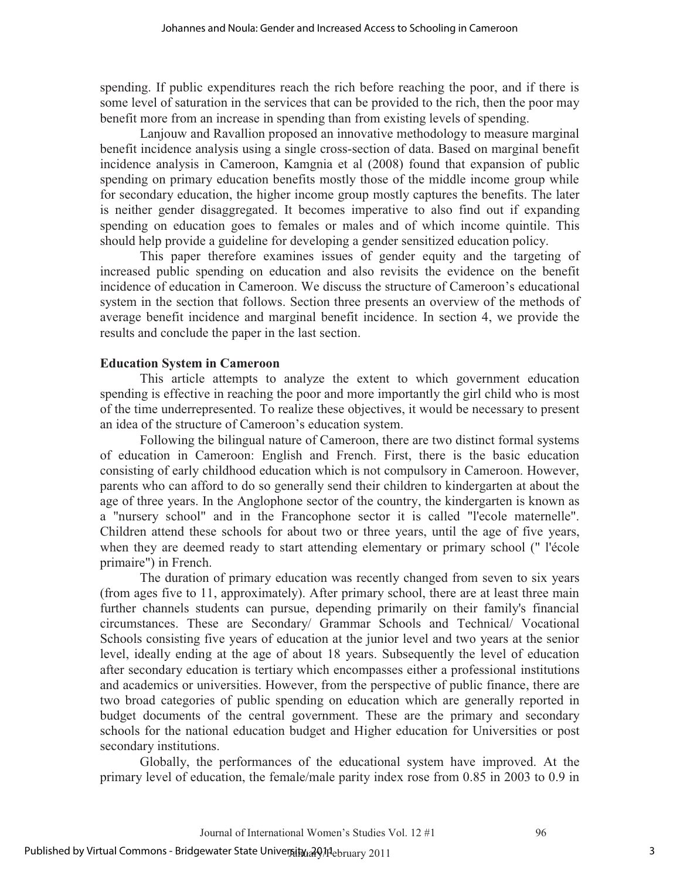spending. If public expenditures reach the rich before reaching the poor, and if there is some level of saturation in the services that can be provided to the rich, then the poor may benefit more from an increase in spending than from existing levels of spending.

Lanjouw and Ravallion proposed an innovative methodology to measure marginal benefit incidence analysis using a single cross-section of data. Based on marginal benefit incidence analysis in Cameroon, Kamgnia et al (2008) found that expansion of public spending on primary education benefits mostly those of the middle income group while for secondary education, the higher income group mostly captures the benefits. The later is neither gender disaggregated. It becomes imperative to also find out if expanding spending on education goes to females or males and of which income quintile. This should help provide a guideline for developing a gender sensitized education policy.

This paper therefore examines issues of gender equity and the targeting of increased public spending on education and also revisits the evidence on the benefit incidence of education in Cameroon. We discuss the structure of Cameroon's educational system in the section that follows. Section three presents an overview of the methods of average benefit incidence and marginal benefit incidence. In section 4, we provide the results and conclude the paper in the last section.

## Education System in Cameroon

This article attempts to analyze the extent to which government education spending is effective in reaching the poor and more importantly the girl child who is most of the time underrepresented. To realize these objectives, it would be necessary to present an idea of the structure of Cameroon's education system.

Following the bilingual nature of Cameroon, there are two distinct formal systems of education in Cameroon: English and French. First, there is the basic education consisting of early childhood education which is not compulsory in Cameroon. However, parents who can afford to do so generally send their children to kindergarten at about the age of three years. In the Anglophone sector of the country, the kindergarten is known as a "nursery school" and in the Francophone sector it is called "l'ecole maternelle". Children attend these schools for about two or three years, until the age of five years, when they are deemed ready to start attending elementary or primary school (" l'école primaire") in French.

The duration of primary education was recently changed from seven to six years (from ages five to 11, approximately). After primary school, there are at least three main further channels students can pursue, depending primarily on their family's financial circumstances. These are Secondary/ Grammar Schools and Technical/ Vocational Schools consisting five years of education at the junior level and two years at the senior level, ideally ending at the age of about 18 years. Subsequently the level of education after secondary education is tertiary which encompasses either a professional institutions and academics or universities. However, from the perspective of public finance, there are two broad categories of public spending on education which are generally reported in budget documents of the central government. These are the primary and secondary schools for the national education budget and Higher education for Universities or post secondary institutions.

Globally, the performances of the educational system have improved. At the primary level of education, the female/male parity index rose from 0.85 in 2003 to 0.9 in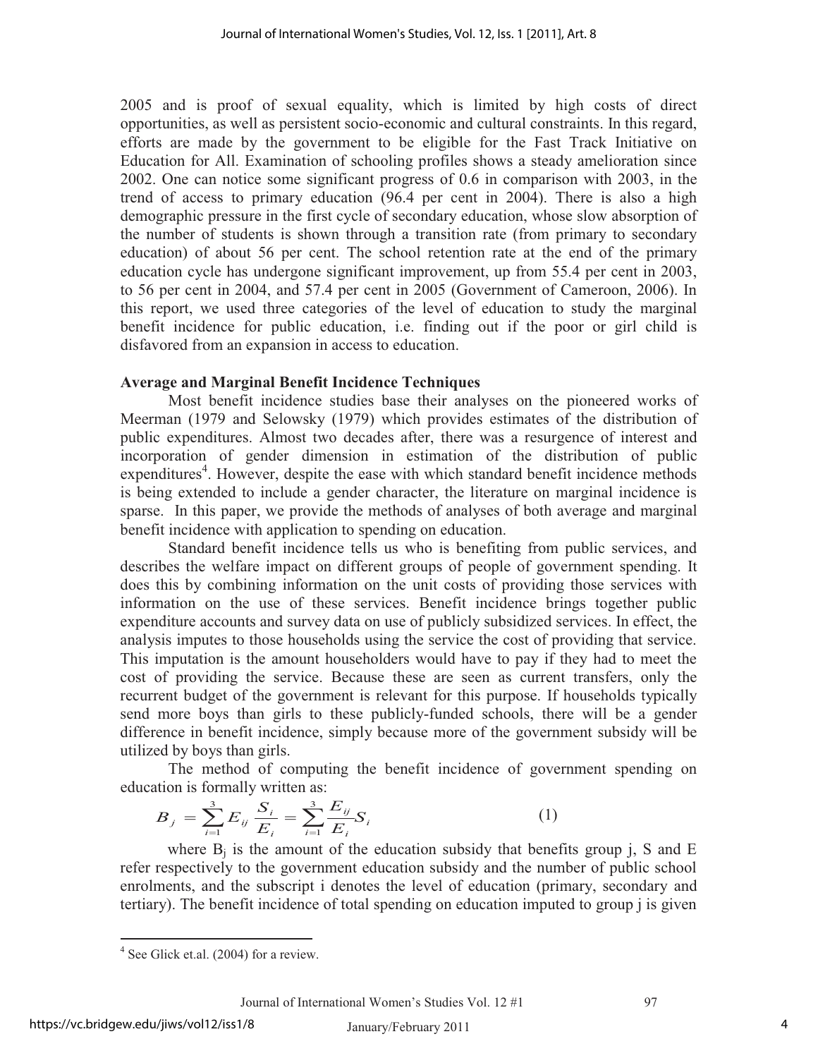2005 and is proof of sexual equality, which is limited by high costs of direct opportunities, as well as persistent socio-economic and cultural constraints. In this regard, efforts are made by the government to be eligible for the Fast Track Initiative on Education for All. Examination of schooling profiles shows a steady amelioration since 2002. One can notice some significant progress of 0.6 in comparison with 2003, in the trend of access to primary education (96.4 per cent in 2004). There is also a high demographic pressure in the first cycle of secondary education, whose slow absorption of the number of students is shown through a transition rate (from primary to secondary education) of about 56 per cent. The school retention rate at the end of the primary education cycle has undergone significant improvement, up from 55.4 per cent in 2003, to 56 per cent in 2004, and 57.4 per cent in 2005 (Government of Cameroon, 2006). In this report, we used three categories of the level of education to study the marginal benefit incidence for public education, i.e. finding out if the poor or girl child is disfavored from an expansion in access to education.

## Average and Marginal Benefit Incidence Techniques

Most benefit incidence studies base their analyses on the pioneered works of Meerman (1979 and Selowsky (1979) which provides estimates of the distribution of public expenditures. Almost two decades after, there was a resurgence of interest and incorporation of gender dimension in estimation of the distribution of public expenditures[4]. However, despite the ease with which standard benefit incidence methods is being extended to include a gender character, the literature on marginal incidence is sparse. In this paper, we provide the methods of analyses of both average and marginal benefit incidence with application to spending on education.

Standard benefit incidence tells us who is benefiting from public services, and describes the welfare impact on different groups of people of government spending. It does this by combining information on the unit costs of providing those services with information on the use of these services. Benefit incidence brings together public expenditure accounts and survey data on use of publicly subsidized services. In effect, the analysis imputes to those households using the service the cost of providing that service. This imputation is the amount householders would have to pay if they had to meet the cost of providing the service. Because these are seen as current transfers, only the recurrent budget of the government is relevant for this purpose. If households typically send more boys than girls to these publicly-funded schools, there will be a gender difference in benefit incidence, simply because more of the government subsidy will be utilized by boys than girls.

The method of computing the benefit incidence of government spending on education is formally written as:

$$B_j = \sum_{i=1}^{3} E_{ij} \frac{S_i}{E_i} = \sum_{i=1}^{3} \frac{E_{ij}}{E_i} S_i \qquad (1)$$

where $B_j$ is the amount of the education subsidy that benefits group j, S and E refer respectively to the government education subsidy and the number of public school enrolments, and the subscript i denotes the level of education (primary, secondary and tertiary). The benefit incidence of total spending on education imputed to group j is given

[4] See Glick et.al. (2004) for a review.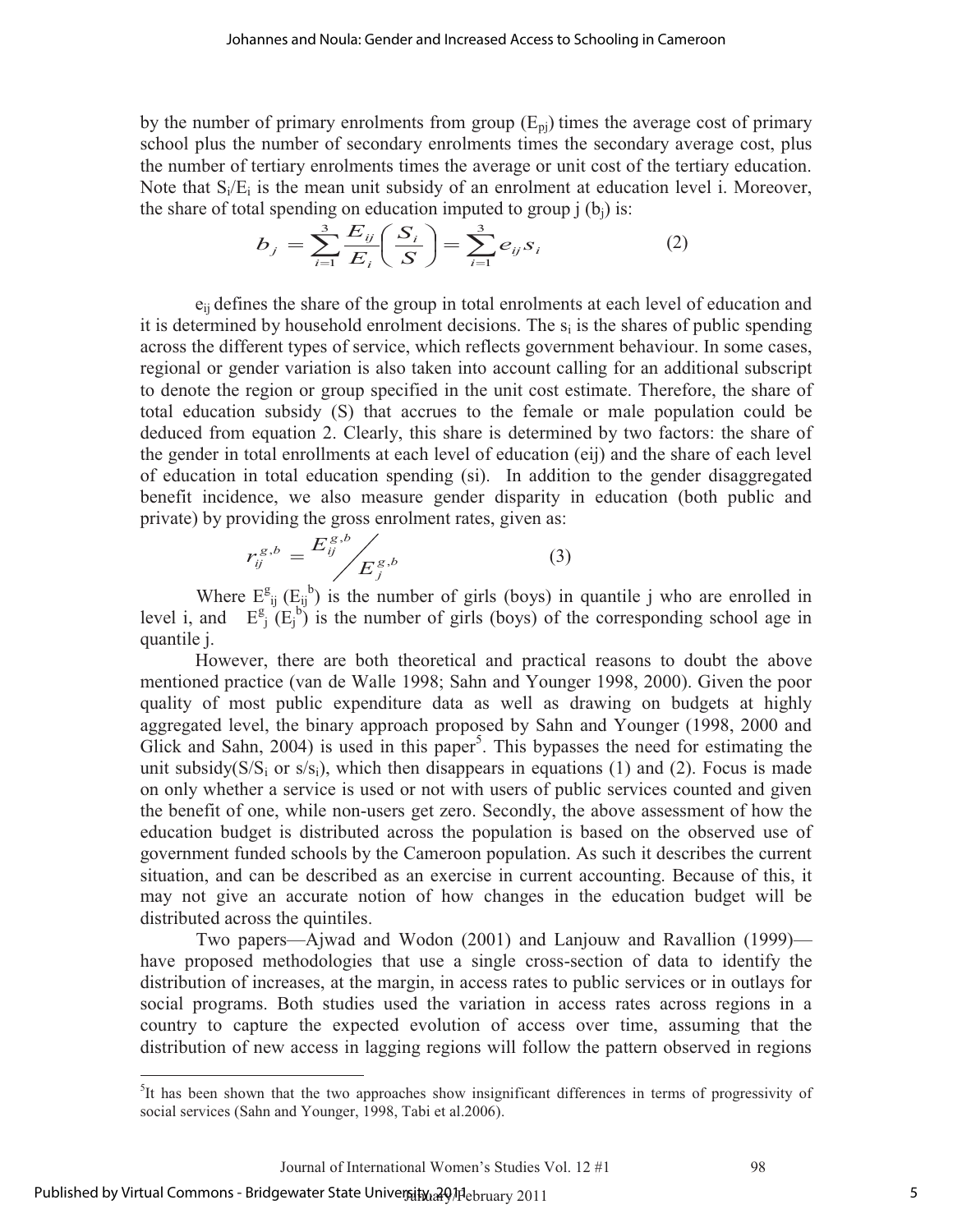by the number of primary enrolments from group ($E_{pj}$) times the average cost of primary school plus the number of secondary enrolments times the secondary average cost, plus the number of tertiary enrolments times the average or unit cost of the tertiary education. Note that $S_i/E_i$ is the mean unit subsidy of an enrolment at education level i. Moreover, the share of total spending on education imputed to group j ($b_j$) is:

$$b_j = \sum_{i=1}^{3} \frac{E_{ij}}{E_i}\left(\frac{S_i}{S}\right) = \sum_{i=1}^{3} e_{ij} s_i \qquad (2)$$

$e_{ij}$ defines the share of the group in total enrolments at each level of education and it is determined by household enrolment decisions. The $s_i$ is the shares of public spending across the different types of service, which reflects government behaviour. In some cases, regional or gender variation is also taken into account calling for an additional subscript to denote the region or group specified in the unit cost estimate. Therefore, the share of total education subsidy (S) that accrues to the female or male population could be deduced from equation 2. Clearly, this share is determined by two factors: the share of the gender in total enrollments at each level of education (eij) and the share of each level of education in total education spending (si). In addition to the gender disaggregated benefit incidence, we also measure gender disparity in education (both public and private) by providing the gross enrolment rates, given as:

$$r_{ij}^{g,b} = E_{ij}^{g,b} \Big/ E_j^{g,b} \qquad (3)$$

Where $E^g_{ij}$ ($E_{ij}^b$) is the number of girls (boys) in quantile j who are enrolled in level i, and $E^g_j$ ($E_j^b$) is the number of girls (boys) of the corresponding school age in quantile j.

However, there are both theoretical and practical reasons to doubt the above mentioned practice (van de Walle 1998; Sahn and Younger 1998, 2000). Given the poor quality of most public expenditure data as well as drawing on budgets at highly aggregated level, the binary approach proposed by Sahn and Younger (1998, 2000 and Glick and Sahn, 2004) is used in this paper[5]. This bypasses the need for estimating the unit subsidy($S/S_i$ or $s/s_i$), which then disappears in equations (1) and (2). Focus is made on only whether a service is used or not with users of public services counted and given the benefit of one, while non-users get zero. Secondly, the above assessment of how the education budget is distributed across the population is based on the observed use of government funded schools by the Cameroon population. As such it describes the current situation, and can be described as an exercise in current accounting. Because of this, it may not give an accurate notion of how changes in the education budget will be distributed across the quintiles.

Two papers—Ajwad and Wodon (2001) and Lanjouw and Ravallion (1999)—have proposed methodologies that use a single cross-section of data to identify the distribution of increases, at the margin, in access rates to public services or in outlays for social programs. Both studies used the variation in access rates across regions in a country to capture the expected evolution of access over time, assuming that the distribution of new access in lagging regions will follow the pattern observed in regions

[5]It has been shown that the two approaches show insignificant differences in terms of progressivity of social services (Sahn and Younger, 1998, Tabi et al.2006).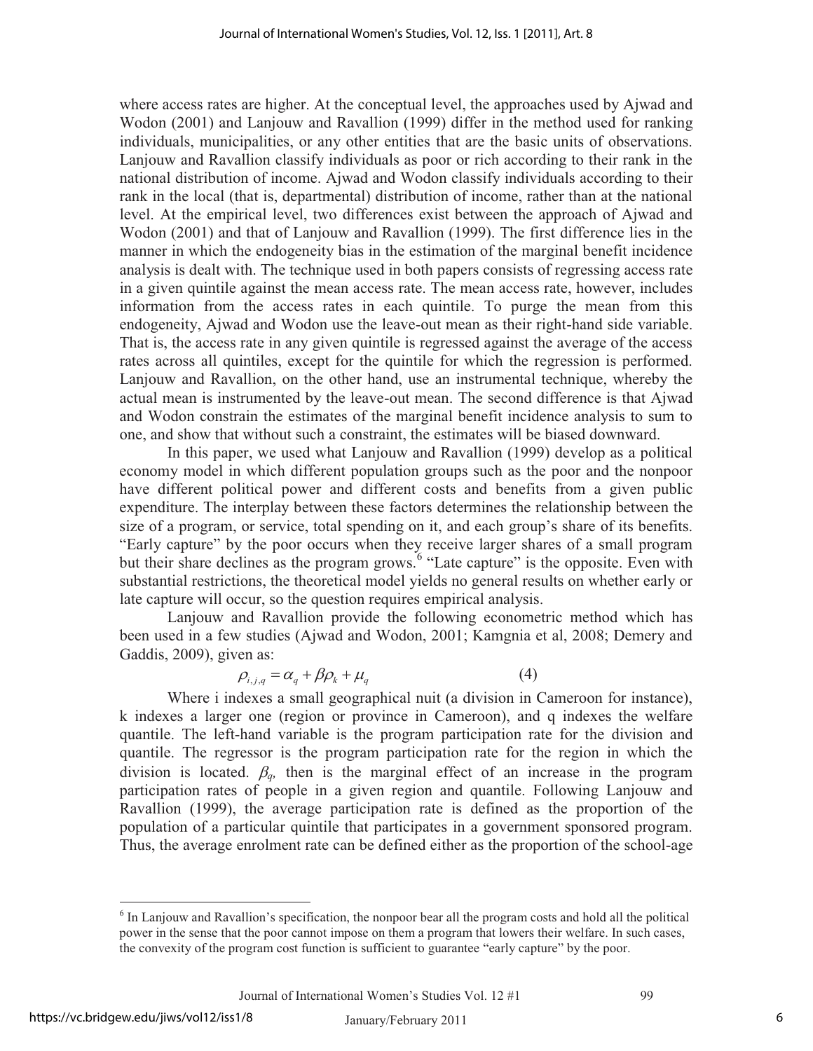where access rates are higher. At the conceptual level, the approaches used by Ajwad and Wodon (2001) and Lanjouw and Ravallion (1999) differ in the method used for ranking individuals, municipalities, or any other entities that are the basic units of observations. Lanjouw and Ravallion classify individuals as poor or rich according to their rank in the national distribution of income. Ajwad and Wodon classify individuals according to their rank in the local (that is, departmental) distribution of income, rather than at the national level. At the empirical level, two differences exist between the approach of Ajwad and Wodon (2001) and that of Lanjouw and Ravallion (1999). The first difference lies in the manner in which the endogeneity bias in the estimation of the marginal benefit incidence analysis is dealt with. The technique used in both papers consists of regressing access rate in a given quintile against the mean access rate. The mean access rate, however, includes information from the access rates in each quintile. To purge the mean from this endogeneity, Ajwad and Wodon use the leave-out mean as their right-hand side variable. That is, the access rate in any given quintile is regressed against the average of the access rates across all quintiles, except for the quintile for which the regression is performed. Lanjouw and Ravallion, on the other hand, use an instrumental technique, whereby the actual mean is instrumented by the leave-out mean. The second difference is that Ajwad and Wodon constrain the estimates of the marginal benefit incidence analysis to sum to one, and show that without such a constraint, the estimates will be biased downward.

In this paper, we used what Lanjouw and Ravallion (1999) develop as a political economy model in which different population groups such as the poor and the nonpoor have different political power and different costs and benefits from a given public expenditure. The interplay between these factors determines the relationship between the size of a program, or service, total spending on it, and each group's share of its benefits. "Early capture" by the poor occurs when they receive larger shares of a small program but their share declines as the program grows.[6] "Late capture" is the opposite. Even with substantial restrictions, the theoretical model yields no general results on whether early or late capture will occur, so the question requires empirical analysis.

Lanjouw and Ravallion provide the following econometric method which has been used in a few studies (Ajwad and Wodon, 2001; Kamgnia et al, 2008; Demery and Gaddis, 2009), given as:

$$\rho_{i,j,q} = \alpha_q + \beta \rho_k + \mu_q \qquad (4)$$

Where i indexes a small geographical nuit (a division in Cameroon for instance), k indexes a larger one (region or province in Cameroon), and q indexes the welfare quantile. The left-hand variable is the program participation rate for the division and quantile. The regressor is the program participation rate for the region in which the division is located. $\beta_q$, then is the marginal effect of an increase in the program participation rates of people in a given region and quantile. Following Lanjouw and Ravallion (1999), the average participation rate is defined as the proportion of the population of a particular quintile that participates in a government sponsored program. Thus, the average enrolment rate can be defined either as the proportion of the school-age

[6] In Lanjouw and Ravallion's specification, the nonpoor bear all the program costs and hold all the political power in the sense that the poor cannot impose on them a program that lowers their welfare. In such cases, the convexity of the program cost function is sufficient to guarantee "early capture" by the poor.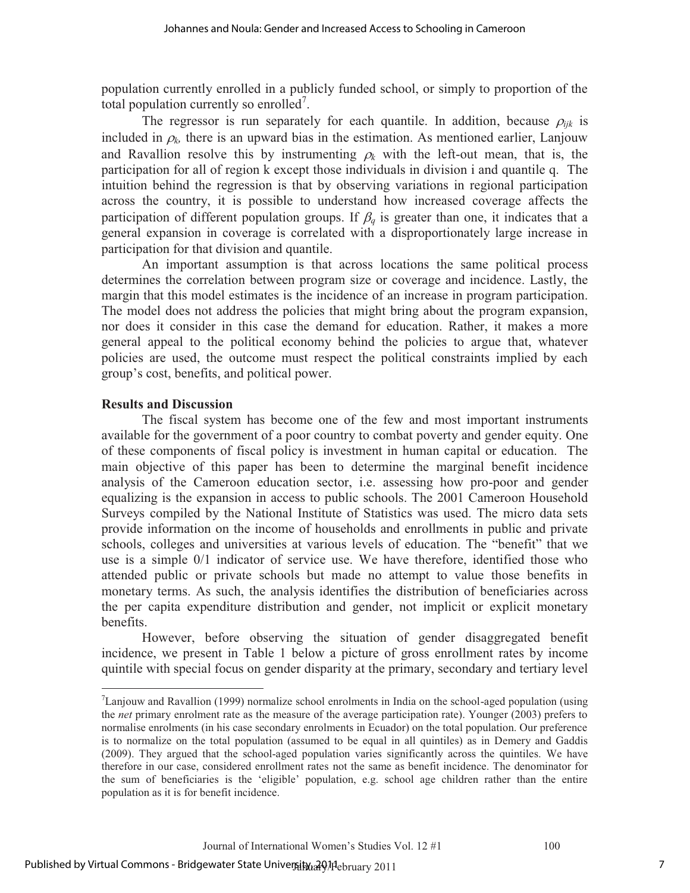population currently enrolled in a publicly funded school, or simply to proportion of the total population currently so enrolled[7].

The regressor is run separately for each quantile. In addition, because $\rho_{ijk}$ is included in $\rho_k$, there is an upward bias in the estimation. As mentioned earlier, Lanjouw and Ravallion resolve this by instrumenting $\rho_k$ with the left-out mean, that is, the participation for all of region k except those individuals in division i and quantile q. The intuition behind the regression is that by observing variations in regional participation across the country, it is possible to understand how increased coverage affects the participation of different population groups. If $\beta_q$ is greater than one, it indicates that a general expansion in coverage is correlated with a disproportionately large increase in participation for that division and quantile.

An important assumption is that across locations the same political process determines the correlation between program size or coverage and incidence. Lastly, the margin that this model estimates is the incidence of an increase in program participation. The model does not address the policies that might bring about the program expansion, nor does it consider in this case the demand for education. Rather, it makes a more general appeal to the political economy behind the policies to argue that, whatever policies are used, the outcome must respect the political constraints implied by each group's cost, benefits, and political power.

**Results and Discussion**

The fiscal system has become one of the few and most important instruments available for the government of a poor country to combat poverty and gender equity. One of these components of fiscal policy is investment in human capital or education. The main objective of this paper has been to determine the marginal benefit incidence analysis of the Cameroon education sector, i.e. assessing how pro-poor and gender equalizing is the expansion in access to public schools. The 2001 Cameroon Household Surveys compiled by the National Institute of Statistics was used. The micro data sets provide information on the income of households and enrollments in public and private schools, colleges and universities at various levels of education. The "benefit" that we use is a simple 0/1 indicator of service use. We have therefore, identified those who attended public or private schools but made no attempt to value those benefits in monetary terms. As such, the analysis identifies the distribution of beneficiaries across the per capita expenditure distribution and gender, not implicit or explicit monetary benefits.

However, before observing the situation of gender disaggregated benefit incidence, we present in Table 1 below a picture of gross enrollment rates by income quintile with special focus on gender disparity at the primary, secondary and tertiary level

[7] Lanjouw and Ravallion (1999) normalize school enrolments in India on the school-aged population (using the *net* primary enrolment rate as the measure of the average participation rate). Younger (2003) prefers to normalise enrolments (in his case secondary enrolments in Ecuador) on the total population. Our preference is to normalize on the total population (assumed to be equal in all quintiles) as in Demery and Gaddis (2009). They argued that the school-aged population varies significantly across the quintiles. We have therefore in our case, considered enrollment rates not the same as benefit incidence. The denominator for the sum of beneficiaries is the 'eligible' population, e.g. school age children rather than the entire population as it is for benefit incidence.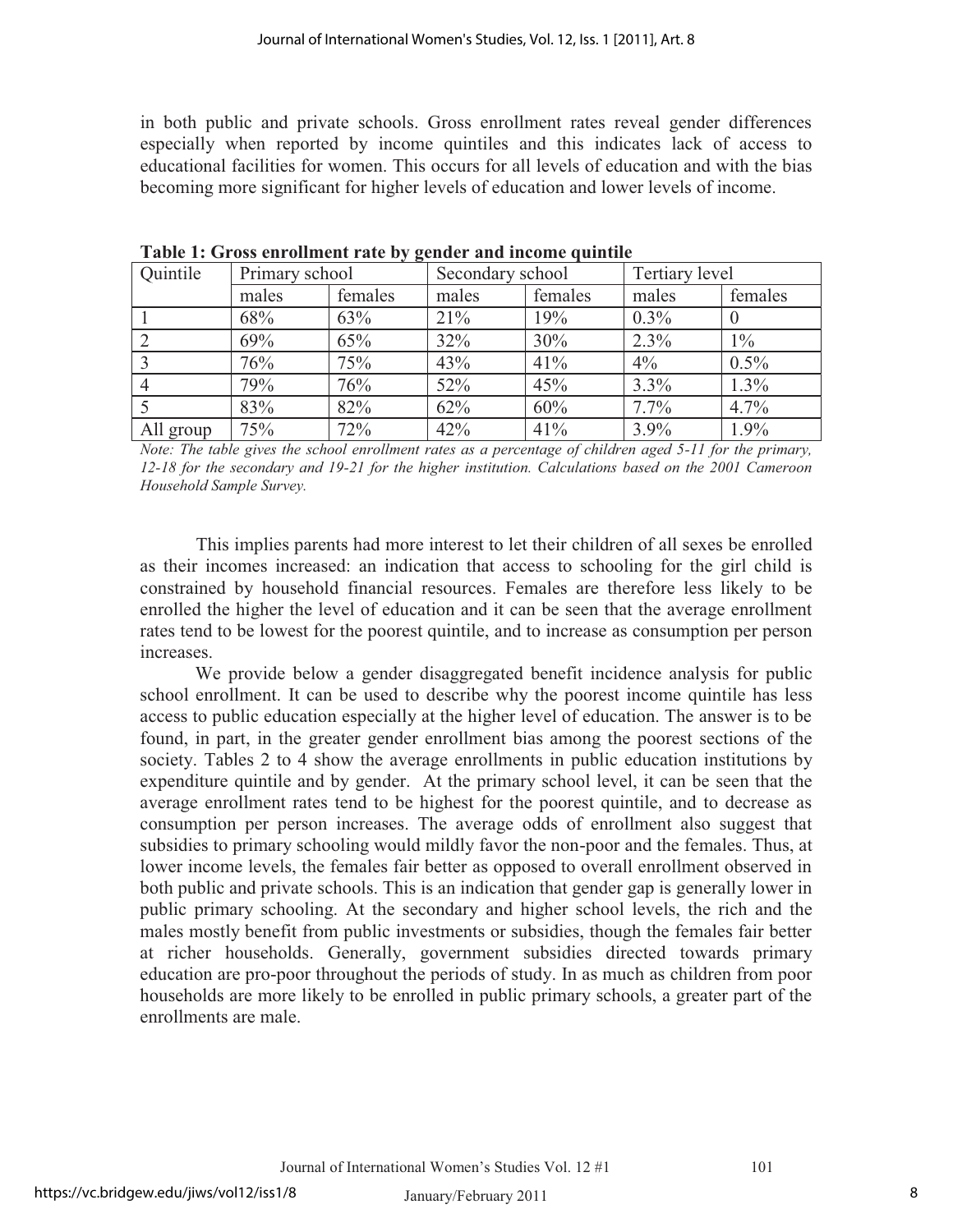in both public and private schools. Gross enrollment rates reveal gender differences especially when reported by income quintiles and this indicates lack of access to educational facilities for women. This occurs for all levels of education and with the bias becoming more significant for higher levels of education and lower levels of income.

**Table 1: Gross enrollment rate by gender and income quintile**

| Quintile | Primary school | | Secondary school | | Tertiary level | |
|---|---|---|---|---|---|---|
| | males | females | males | females | males | females |
| 1 | 68% | 63% | 21% | 19% | 0.3% | 0 |
| 2 | 69% | 65% | 32% | 30% | 2.3% | 1% |
| 3 | 76% | 75% | 43% | 41% | 4% | 0.5% |
| 4 | 79% | 76% | 52% | 45% | 3.3% | 1.3% |
| 5 | 83% | 82% | 62% | 60% | 7.7% | 4.7% |
| All group | 75% | 72% | 42% | 41% | 3.9% | 1.9% |

*Note: The table gives the school enrollment rates as a percentage of children aged 5-11 for the primary, 12-18 for the secondary and 19-21 for the higher institution. Calculations based on the 2001 Cameroon Household Sample Survey.*

This implies parents had more interest to let their children of all sexes be enrolled as their incomes increased: an indication that access to schooling for the girl child is constrained by household financial resources. Females are therefore less likely to be enrolled the higher the level of education and it can be seen that the average enrollment rates tend to be lowest for the poorest quintile, and to increase as consumption per person increases.

We provide below a gender disaggregated benefit incidence analysis for public school enrollment. It can be used to describe why the poorest income quintile has less access to public education especially at the higher level of education. The answer is to be found, in part, in the greater gender enrollment bias among the poorest sections of the society. Tables 2 to 4 show the average enrollments in public education institutions by expenditure quintile and by gender. At the primary school level, it can be seen that the average enrollment rates tend to be highest for the poorest quintile, and to decrease as consumption per person increases. The average odds of enrollment also suggest that subsidies to primary schooling would mildly favor the non-poor and the females. Thus, at lower income levels, the females fair better as opposed to overall enrollment observed in both public and private schools. This is an indication that gender gap is generally lower in public primary schooling. At the secondary and higher school levels, the rich and the males mostly benefit from public investments or subsidies, though the females fair better at richer households. Generally, government subsidies directed towards primary education are pro-poor throughout the periods of study. In as much as children from poor households are more likely to be enrolled in public primary schools, a greater part of the enrollments are male.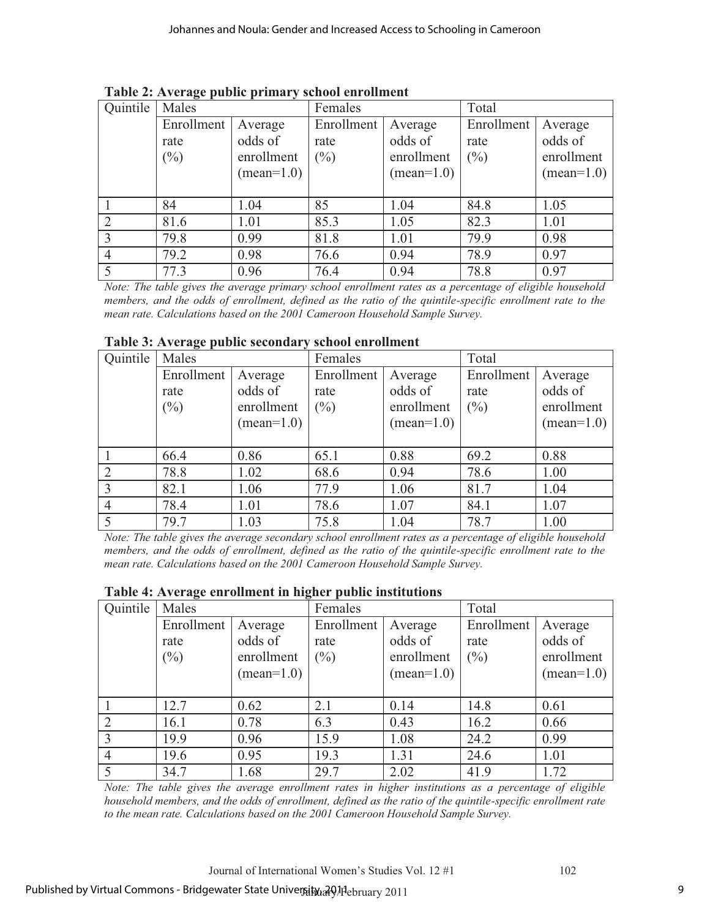**Table 2: Average public primary school enrollment**

| Quintile | Males | | Females | | Total | |
|---|---|---|---|---|---|---|
| | Enrollment rate (%) | Average odds of enrollment (mean=1.0) | Enrollment rate (%) | Average odds of enrollment (mean=1.0) | Enrollment rate (%) | Average odds of enrollment (mean=1.0) |
| 1 | 84 | 1.04 | 85 | 1.04 | 84.8 | 1.05 |
| 2 | 81.6 | 1.01 | 85.3 | 1.05 | 82.3 | 1.01 |
| 3 | 79.8 | 0.99 | 81.8 | 1.01 | 79.9 | 0.98 |
| 4 | 79.2 | 0.98 | 76.6 | 0.94 | 78.9 | 0.97 |
| 5 | 77.3 | 0.96 | 76.4 | 0.94 | 78.8 | 0.97 |

*Note: The table gives the average primary school enrollment rates as a percentage of eligible household members, and the odds of enrollment, defined as the ratio of the quintile-specific enrollment rate to the mean rate. Calculations based on the 2001 Cameroon Household Sample Survey.*

**Table 3: Average public secondary school enrollment**

| Quintile | Males | | Females | | Total | |
|---|---|---|---|---|---|---|
| | Enrollment rate (%) | Average odds of enrollment (mean=1.0) | Enrollment rate (%) | Average odds of enrollment (mean=1.0) | Enrollment rate (%) | Average odds of enrollment (mean=1.0) |
| 1 | 66.4 | 0.86 | 65.1 | 0.88 | 69.2 | 0.88 |
| 2 | 78.8 | 1.02 | 68.6 | 0.94 | 78.6 | 1.00 |
| 3 | 82.1 | 1.06 | 77.9 | 1.06 | 81.7 | 1.04 |
| 4 | 78.4 | 1.01 | 78.6 | 1.07 | 84.1 | 1.07 |
| 5 | 79.7 | 1.03 | 75.8 | 1.04 | 78.7 | 1.00 |

*Note: The table gives the average secondary school enrollment rates as a percentage of eligible household members, and the odds of enrollment, defined as the ratio of the quintile-specific enrollment rate to the mean rate. Calculations based on the 2001 Cameroon Household Sample Survey.*

**Table 4: Average enrollment in higher public institutions**

| Quintile | Males | | Females | | Total | |
|---|---|---|---|---|---|---|
| | Enrollment rate (%) | Average odds of enrollment (mean=1.0) | Enrollment rate (%) | Average odds of enrollment (mean=1.0) | Enrollment rate (%) | Average odds of enrollment (mean=1.0) |
| 1 | 12.7 | 0.62 | 2.1 | 0.14 | 14.8 | 0.61 |
| 2 | 16.1 | 0.78 | 6.3 | 0.43 | 16.2 | 0.66 |
| 3 | 19.9 | 0.96 | 15.9 | 1.08 | 24.2 | 0.99 |
| 4 | 19.6 | 0.95 | 19.3 | 1.31 | 24.6 | 1.01 |
| 5 | 34.7 | 1.68 | 29.7 | 2.02 | 41.9 | 1.72 |

*Note: The table gives the average enrollment rates in higher institutions as a percentage of eligible household members, and the odds of enrollment, defined as the ratio of the quintile-specific enrollment rate to the mean rate. Calculations based on the 2001 Cameroon Household Sample Survey.*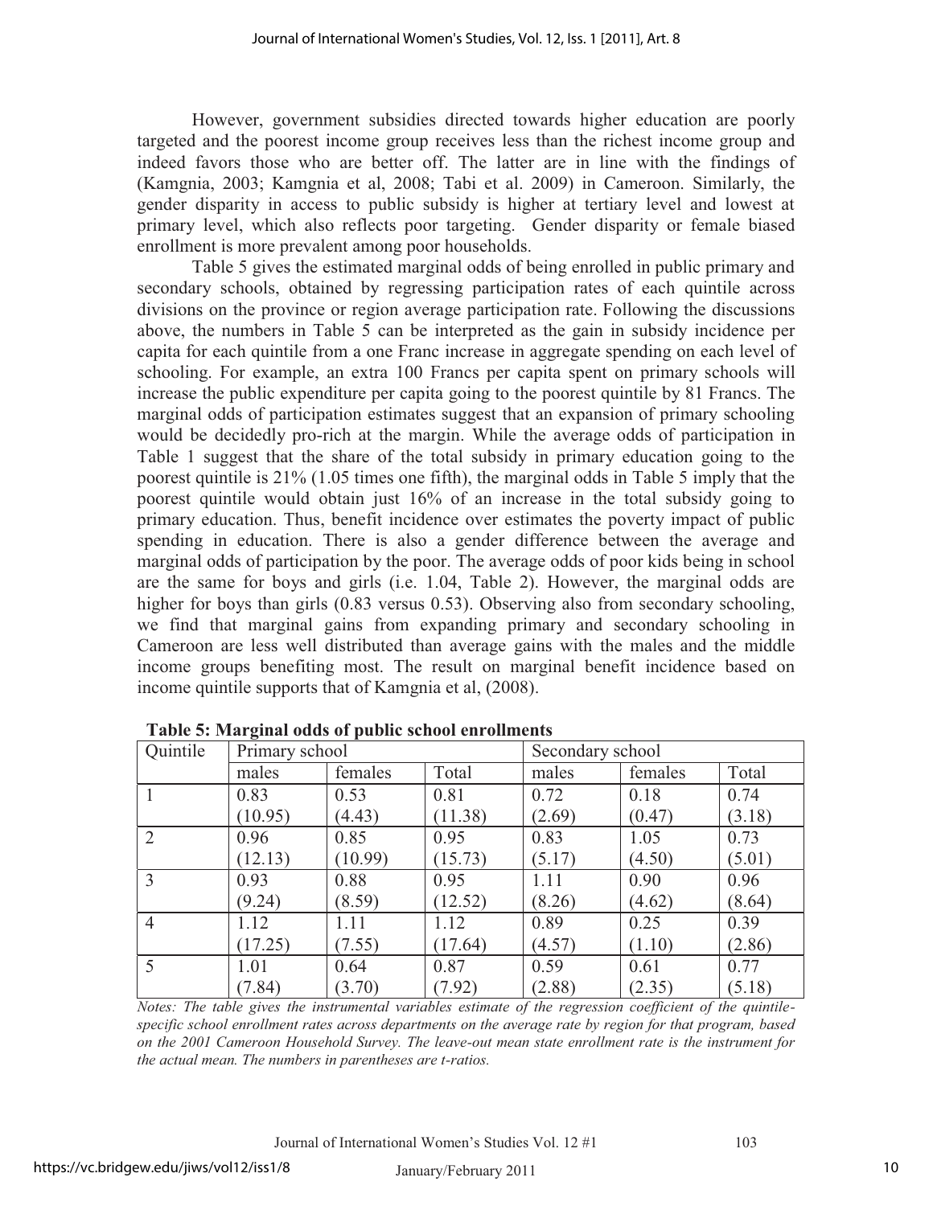However, government subsidies directed towards higher education are poorly targeted and the poorest income group receives less than the richest income group and indeed favors those who are better off. The latter are in line with the findings of (Kamgnia, 2003; Kamgnia et al, 2008; Tabi et al. 2009) in Cameroon. Similarly, the gender disparity in access to public subsidy is higher at tertiary level and lowest at primary level, which also reflects poor targeting. Gender disparity or female biased enrollment is more prevalent among poor households.

Table 5 gives the estimated marginal odds of being enrolled in public primary and secondary schools, obtained by regressing participation rates of each quintile across divisions on the province or region average participation rate. Following the discussions above, the numbers in Table 5 can be interpreted as the gain in subsidy incidence per capita for each quintile from a one Franc increase in aggregate spending on each level of schooling. For example, an extra 100 Francs per capita spent on primary schools will increase the public expenditure per capita going to the poorest quintile by 81 Francs. The marginal odds of participation estimates suggest that an expansion of primary schooling would be decidedly pro-rich at the margin. While the average odds of participation in Table 1 suggest that the share of the total subsidy in primary education going to the poorest quintile is 21% (1.05 times one fifth), the marginal odds in Table 5 imply that the poorest quintile would obtain just 16% of an increase in the total subsidy going to primary education. Thus, benefit incidence over estimates the poverty impact of public spending in education. There is also a gender difference between the average and marginal odds of participation by the poor. The average odds of poor kids being in school are the same for boys and girls (i.e. 1.04, Table 2). However, the marginal odds are higher for boys than girls (0.83 versus 0.53). Observing also from secondary schooling, we find that marginal gains from expanding primary and secondary schooling in Cameroon are less well distributed than average gains with the males and the middle income groups benefiting most. The result on marginal benefit incidence based on income quintile supports that of Kamgnia et al, (2008).

**Table 5: Marginal odds of public school enrollments**

| Quintile | Primary school | | | Secondary school | | |
|---|---|---|---|---|---|---|
| | males | females | Total | males | females | Total |
| 1 | 0.83<br>(10.95) | 0.53<br>(4.43) | 0.81<br>(11.38) | 0.72<br>(2.69) | 0.18<br>(0.47) | 0.74<br>(3.18) |
| 2 | 0.96<br>(12.13) | 0.85<br>(10.99) | 0.95<br>(15.73) | 0.83<br>(5.17) | 1.05<br>(4.50) | 0.73<br>(5.01) |
| 3 | 0.93<br>(9.24) | 0.88<br>(8.59) | 0.95<br>(12.52) | 1.11<br>(8.26) | 0.90<br>(4.62) | 0.96<br>(8.64) |
| 4 | 1.12<br>(17.25) | 1.11<br>(7.55) | 1.12<br>(17.64) | 0.89<br>(4.57) | 0.25<br>(1.10) | 0.39<br>(2.86) |
| 5 | 1.01<br>(7.84) | 0.64<br>(3.70) | 0.87<br>(7.92) | 0.59<br>(2.88) | 0.61<br>(2.35) | 0.77<br>(5.18) |

*Notes: The table gives the instrumental variables estimate of the regression coefficient of the quintile-specific school enrollment rates across departments on the average rate by region for that program, based on the 2001 Cameroon Household Survey. The leave-out mean state enrollment rate is the instrument for the actual mean. The numbers in parentheses are t-ratios.*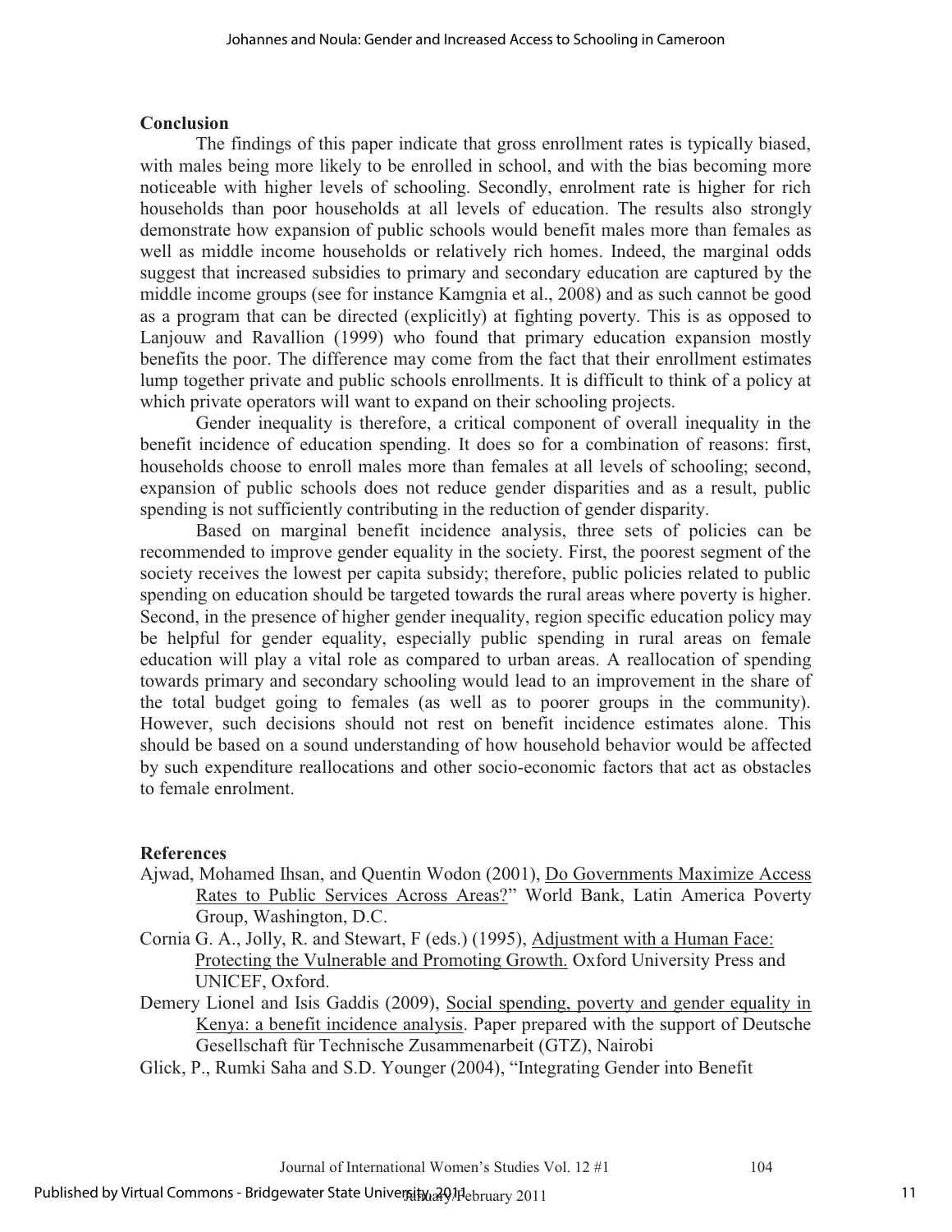**Conclusion**

The findings of this paper indicate that gross enrollment rates is typically biased, with males being more likely to be enrolled in school, and with the bias becoming more noticeable with higher levels of schooling. Secondly, enrolment rate is higher for rich households than poor households at all levels of education. The results also strongly demonstrate how expansion of public schools would benefit males more than females as well as middle income households or relatively rich homes. Indeed, the marginal odds suggest that increased subsidies to primary and secondary education are captured by the middle income groups (see for instance Kamgnia et al., 2008) and as such cannot be good as a program that can be directed (explicitly) at fighting poverty. This is as opposed to Lanjouw and Ravallion (1999) who found that primary education expansion mostly benefits the poor. The difference may come from the fact that their enrollment estimates lump together private and public schools enrollments. It is difficult to think of a policy at which private operators will want to expand on their schooling projects.

Gender inequality is therefore, a critical component of overall inequality in the benefit incidence of education spending. It does so for a combination of reasons: first, households choose to enroll males more than females at all levels of schooling; second, expansion of public schools does not reduce gender disparities and as a result, public spending is not sufficiently contributing in the reduction of gender disparity.

Based on marginal benefit incidence analysis, three sets of policies can be recommended to improve gender equality in the society. First, the poorest segment of the society receives the lowest per capita subsidy; therefore, public policies related to public spending on education should be targeted towards the rural areas where poverty is higher. Second, in the presence of higher gender inequality, region specific education policy may be helpful for gender equality, especially public spending in rural areas on female education will play a vital role as compared to urban areas. A reallocation of spending towards primary and secondary schooling would lead to an improvement in the share of the total budget going to females (as well as to poorer groups in the community). However, such decisions should not rest on benefit incidence estimates alone. This should be based on a sound understanding of how household behavior would be affected by such expenditure reallocations and other socio-economic factors that act as obstacles to female enrolment.

**References**

Ajwad, Mohamed Ihsan, and Quentin Wodon (2001), Do Governments Maximize Access Rates to Public Services Across Areas?" World Bank, Latin America Poverty Group, Washington, D.C.

Cornia G. A., Jolly, R. and Stewart, F (eds.) (1995), Adjustment with a Human Face: Protecting the Vulnerable and Promoting Growth. Oxford University Press and UNICEF, Oxford.

Demery Lionel and Isis Gaddis (2009), Social spending, poverty and gender equality in Kenya: a benefit incidence analysis. Paper prepared with the support of Deutsche Gesellschaft für Technische Zusammenarbeit (GTZ), Nairobi

Glick, P., Rumki Saha and S.D. Younger (2004), "Integrating Gender into Benefit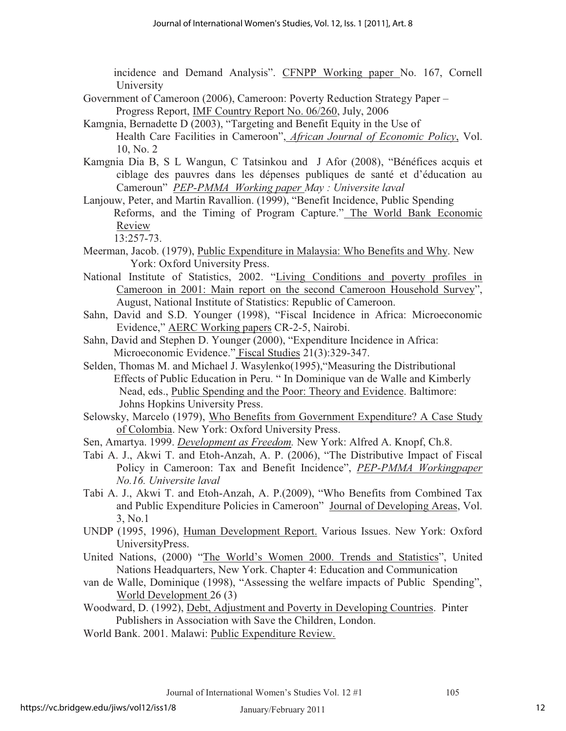incidence and Demand Analysis". CFNPP Working paper No. 167, Cornell University

Government of Cameroon (2006), Cameroon: Poverty Reduction Strategy Paper – Progress Report, IMF Country Report No. 06/260, July, 2006

Kamgnia, Bernadette D (2003), "Targeting and Benefit Equity in the Use of Health Care Facilities in Cameroon", *African Journal of Economic Policy*, Vol. 10, No. 2

Kamgnia Dia B, S L Wangun, C Tatsinkou and J Afor (2008), "Bénéfices acquis et ciblage des pauvres dans les dépenses publiques de santé et d'éducation au Cameroun" *PEP-PMMA Working paper May : Universite laval*

Lanjouw, Peter, and Martin Ravallion. (1999), "Benefit Incidence, Public Spending Reforms, and the Timing of Program Capture." The World Bank Economic Review 13:257-73.

Meerman, Jacob. (1979), Public Expenditure in Malaysia: Who Benefits and Why. New York: Oxford University Press.

National Institute of Statistics, 2002. "Living Conditions and poverty profiles in Cameroon in 2001: Main report on the second Cameroon Household Survey", August, National Institute of Statistics: Republic of Cameroon.

Sahn, David and S.D. Younger (1998), "Fiscal Incidence in Africa: Microeconomic Evidence," AERC Working papers CR-2-5, Nairobi.

Sahn, David and Stephen D. Younger (2000), "Expenditure Incidence in Africa: Microeconomic Evidence." Fiscal Studies 21(3):329-347.

Selden, Thomas M. and Michael J. Wasylenko(1995),"Measuring the Distributional Effects of Public Education in Peru. " In Dominique van de Walle and Kimberly Nead, eds., Public Spending and the Poor: Theory and Evidence. Baltimore: Johns Hopkins University Press.

Selowsky, Marcelo (1979), Who Benefits from Government Expenditure? A Case Study of Colombia. New York: Oxford University Press.

Sen, Amartya. 1999. *Development as Freedom.* New York: Alfred A. Knopf, Ch.8.

Tabi A. J., Akwi T. and Etoh-Anzah, A. P. (2006), "The Distributive Impact of Fiscal Policy in Cameroon: Tax and Benefit Incidence", *PEP-PMMA Workingpaper No.16. Universite laval*

Tabi A. J., Akwi T. and Etoh-Anzah, A. P.(2009), "Who Benefits from Combined Tax and Public Expenditure Policies in Cameroon" Journal of Developing Areas, Vol. 3, No.1

UNDP (1995, 1996), Human Development Report. Various Issues. New York: Oxford UniversityPress.

United Nations, (2000) "The World's Women 2000. Trends and Statistics", United Nations Headquarters, New York. Chapter 4: Education and Communication

van de Walle, Dominique (1998), "Assessing the welfare impacts of Public Spending", World Development 26 (3)

Woodward, D. (1992), Debt, Adjustment and Poverty in Developing Countries. Pinter Publishers in Association with Save the Children, London.

World Bank. 2001. Malawi: Public Expenditure Review.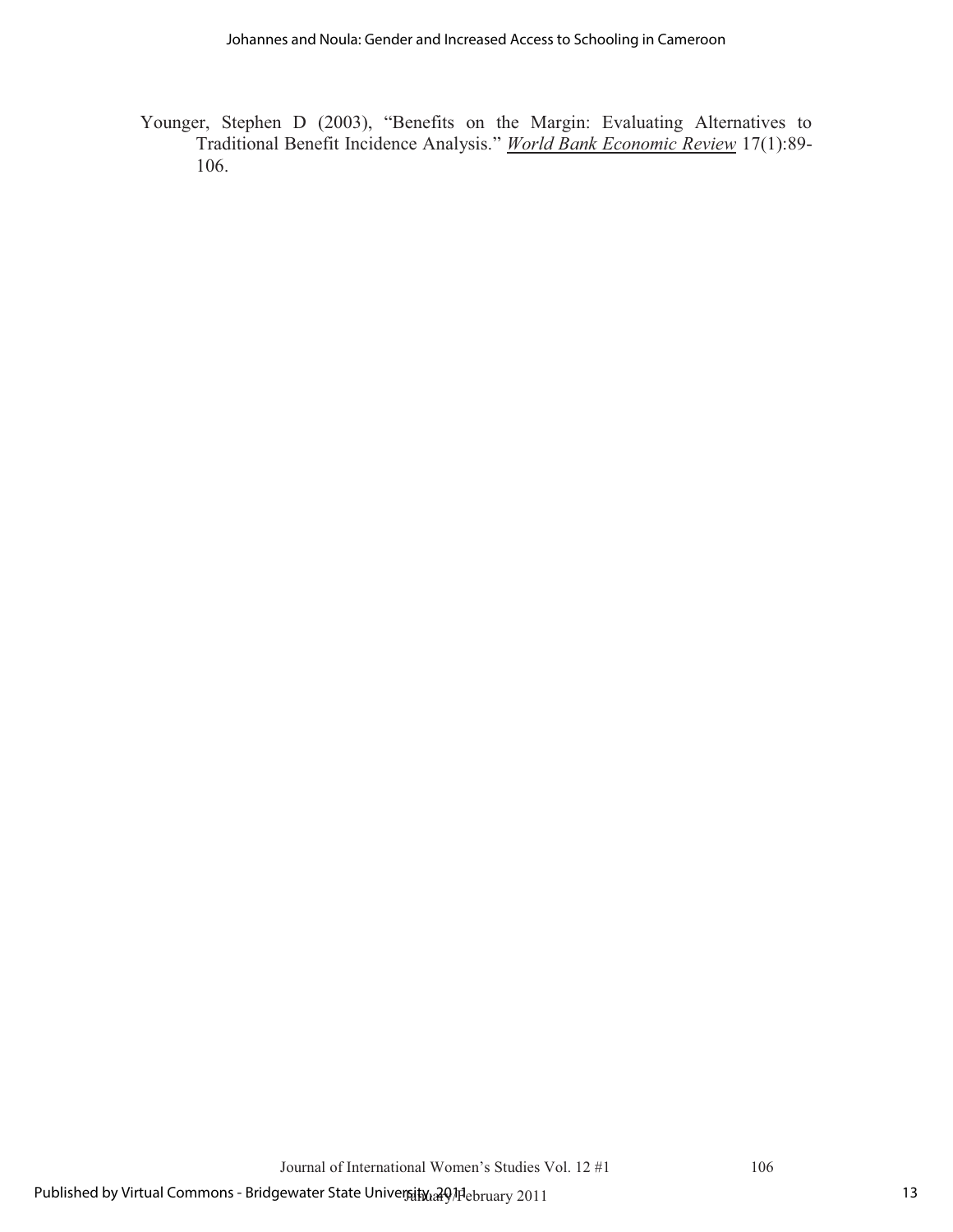Younger, Stephen D (2003), "Benefits on the Margin: Evaluating Alternatives to Traditional Benefit Incidence Analysis." *World Bank Economic Review* 17(1):89-106.